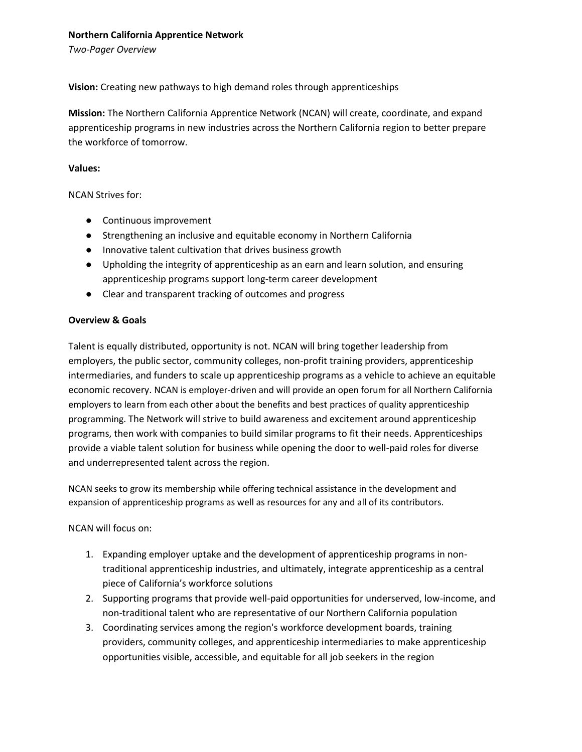**Northern California Apprentice Network**

*Two-Pager Overview*

**Vision:** Creating new pathways to high demand roles through apprenticeships

**Mission:** The Northern California Apprentice Network (NCAN) will create, coordinate, and expand apprenticeship programs in new industries across the Northern California region to better prepare the workforce of tomorrow.

**Values:**

NCAN Strives for:

- Continuous improvement
- Strengthening an inclusive and equitable economy in Northern California
- Innovative talent cultivation that drives business growth
- Upholding the integrity of apprenticeship as an earn and learn solution, and ensuring apprenticeship programs support long-term career development
- Clear and transparent tracking of outcomes and progress

**Overview & Goals**

Talent is equally distributed, opportunity is not. NCAN will bring together leadership from employers, the public sector, community colleges, non-profit training providers, apprenticeship intermediaries, and funders to scale up apprenticeship programs as a vehicle to achieve an equitable economic recovery. NCAN is employer-driven and will provide an open forum for all Northern California employers to learn from each other about the benefits and best practices of quality apprenticeship programming. The Network will strive to build awareness and excitement around apprenticeship programs, then work with companies to build similar programs to fit their needs. Apprenticeships provide a viable talent solution for business while opening the door to well-paid roles for diverse and underrepresented talent across the region.

NCAN seeks to grow its membership while offering technical assistance in the development and expansion of apprenticeship programs as well as resources for any and all of its contributors.

NCAN will focus on:

1. Expanding employer uptake and the development of apprenticeship programs in non-traditional apprenticeship industries, and ultimately, integrate apprenticeship as a central piece of California's workforce solutions
2. Supporting programs that provide well-paid opportunities for underserved, low-income, and non-traditional talent who are representative of our Northern California population
3. Coordinating services among the region's workforce development boards, training providers, community colleges, and apprenticeship intermediaries to make apprenticeship opportunities visible, accessible, and equitable for all job seekers in the region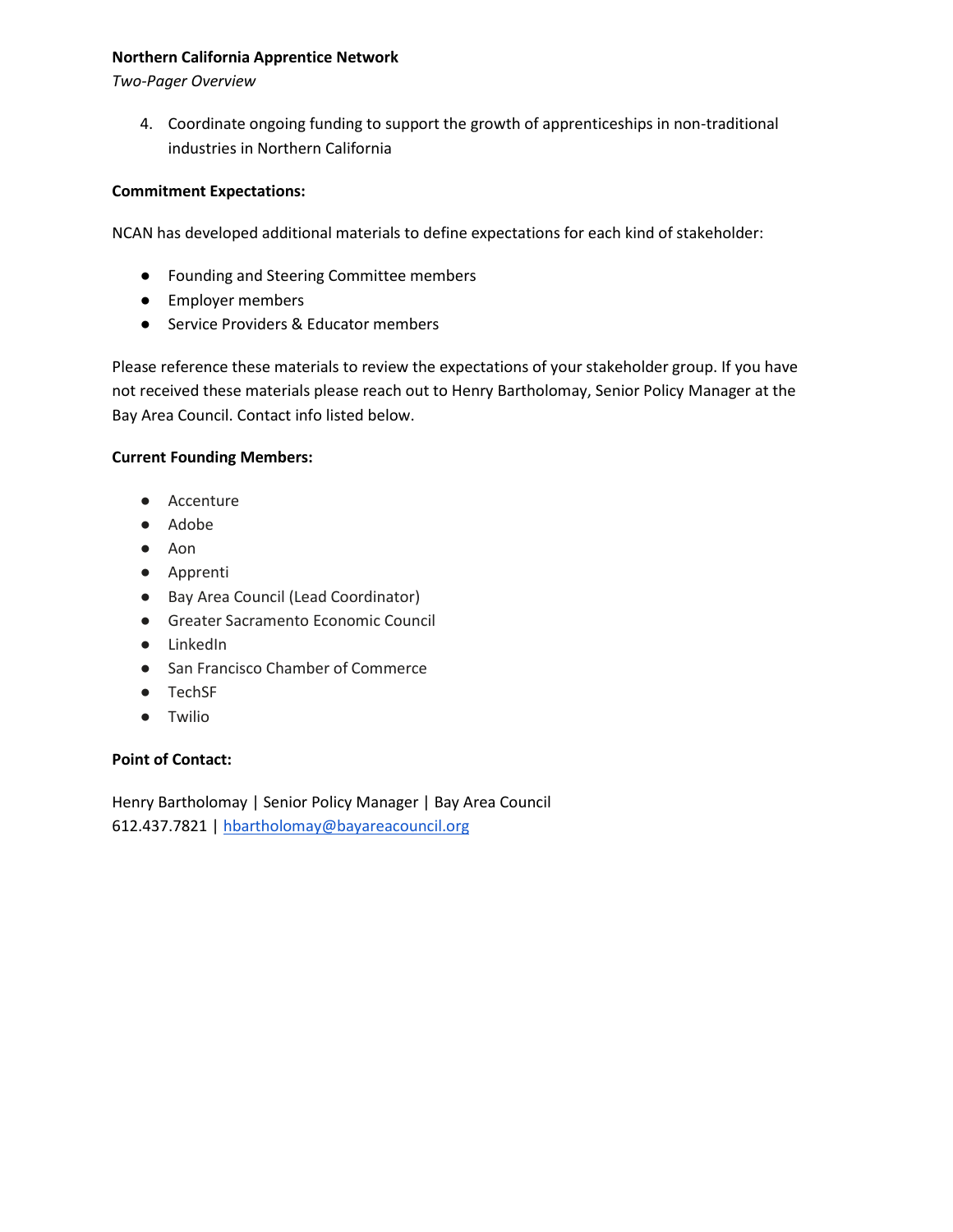4. Coordinate ongoing funding to support the growth of apprenticeships in non-traditional industries in Northern California

**Commitment Expectations:**

NCAN has developed additional materials to define expectations for each kind of stakeholder:

- Founding and Steering Committee members
- Employer members
- Service Providers & Educator members

Please reference these materials to review the expectations of your stakeholder group. If you have not received these materials please reach out to Henry Bartholomay, Senior Policy Manager at the Bay Area Council. Contact info listed below.

**Current Founding Members:**

- Accenture
- Adobe
- Aon
- Apprenti
- Bay Area Council (Lead Coordinator)
- Greater Sacramento Economic Council
- LinkedIn
- San Francisco Chamber of Commerce
- TechSF
- Twilio

**Point of Contact:**

Henry Bartholomay | Senior Policy Manager | Bay Area Council
612.437.7821 | hbartholomay@bayareacouncil.org